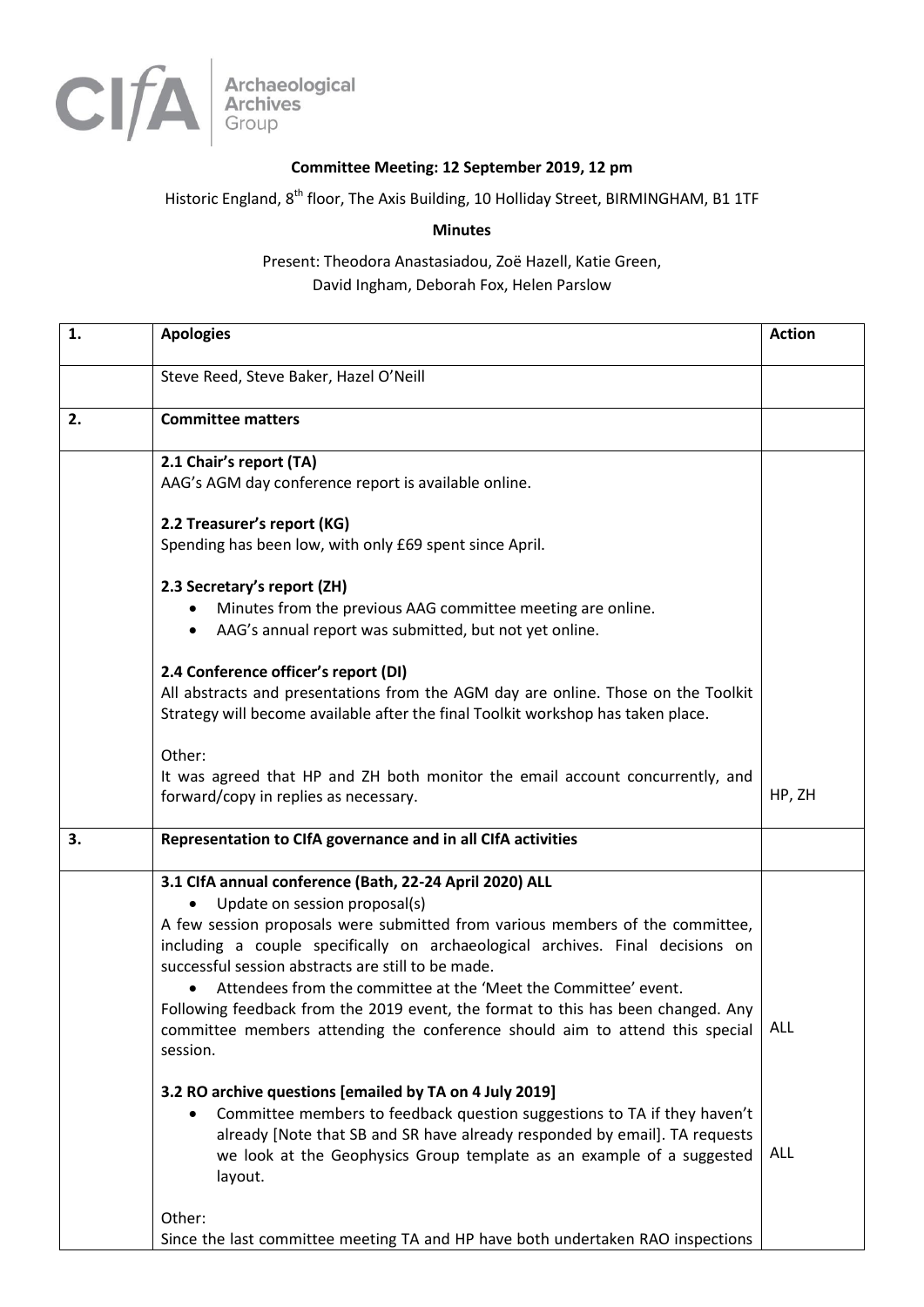CIfA Archaeological Archives Group

**Committee Meeting: 12 September 2019, 12 pm**

Historic England, 8th floor, The Axis Building, 10 Holliday Street, BIRMINGHAM, B1 1TF

**Minutes**

Present: Theodora Anastasiadou, Zoë Hazell, Katie Green, David Ingham, Deborah Fox, Helen Parslow

| 1. | **Apologies** | **Action** |
|---|---|---|
| | Steve Reed, Steve Baker, Hazel O'Neill | |
| 2. | **Committee matters** | |
| | **2.1 Chair's report (TA)**<br>AAG's AGM day conference report is available online.<br><br>**2.2 Treasurer's report (KG)**<br>Spending has been low, with only £69 spent since April.<br><br>**2.3 Secretary's report (ZH)**<br>• Minutes from the previous AAG committee meeting are online.<br>• AAG's annual report was submitted, but not yet online.<br><br>**2.4 Conference officer's report (DI)**<br>All abstracts and presentations from the AGM day are online. Those on the Toolkit Strategy will become available after the final Toolkit workshop has taken place.<br><br>Other:<br>It was agreed that HP and ZH both monitor the email account concurrently, and forward/copy in replies as necessary. | HP, ZH |
| 3. | **Representation to CIfA governance and in all CIfA activities** | |
| | **3.1 CIfA annual conference (Bath, 22-24 April 2020) ALL**<br>• Update on session proposal(s)<br>A few session proposals were submitted from various members of the committee, including a couple specifically on archaeological archives. Final decisions on successful session abstracts are still to be made.<br>• Attendees from the committee at the 'Meet the Committee' event.<br>Following feedback from the 2019 event, the format to this has been changed. Any committee members attending the conference should aim to attend this special session.<br><br>**3.2 RO archive questions [emailed by TA on 4 July 2019]**<br>• Committee members to feedback question suggestions to TA if they haven't already [Note that SB and SR have already responded by email]. TA requests we look at the Geophysics Group template as an example of a suggested layout.<br><br>Other:<br>Since the last committee meeting TA and HP have both undertaken RAO inspections | ALL<br><br>ALL |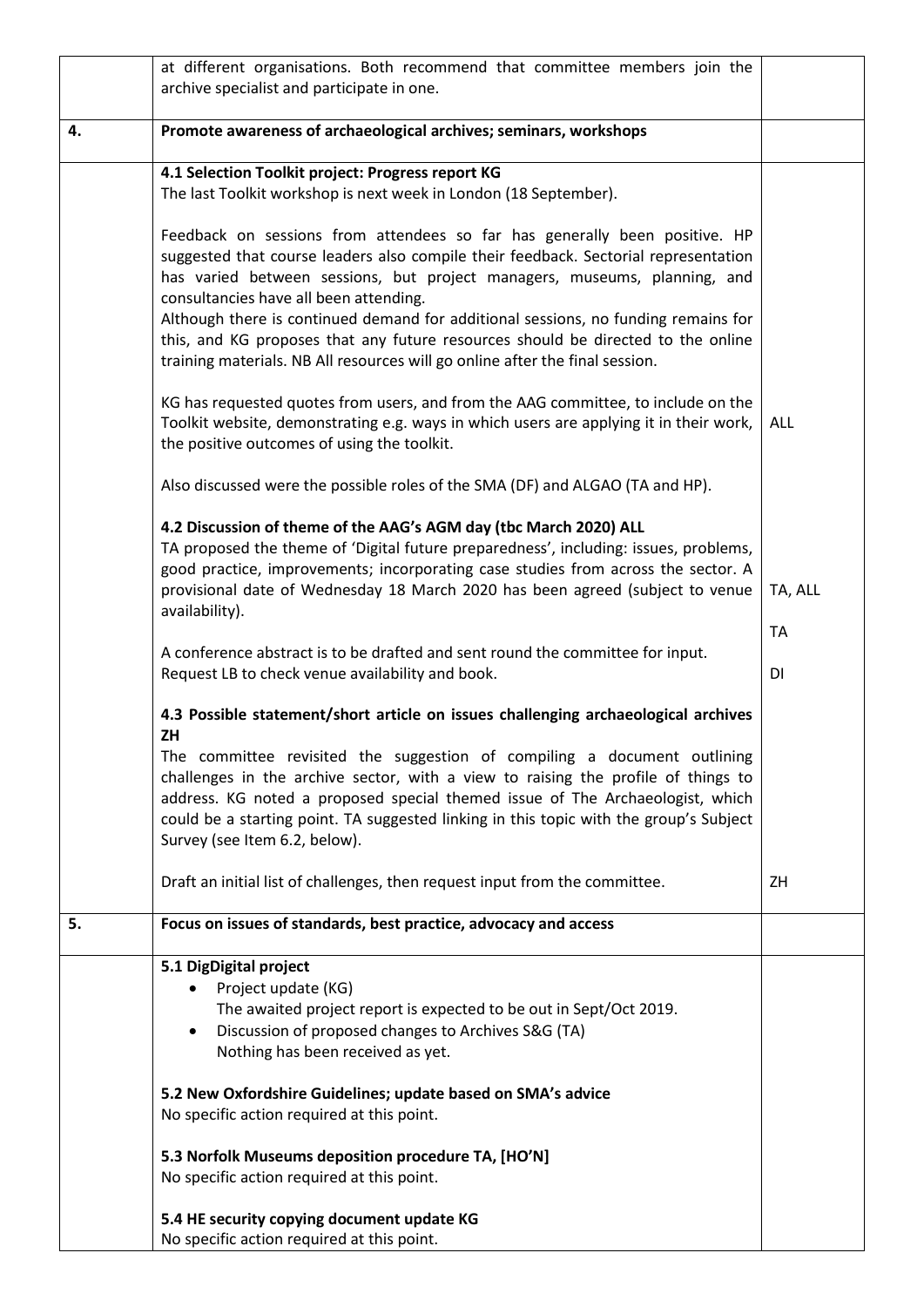| | | |
|---|---|---|
| | at different organisations. Both recommend that committee members join the archive specialist and participate in one. | |
| **4.** | **Promote awareness of archaeological archives; seminars, workshops** | |
| | **4.1 Selection Toolkit project: Progress report KG**<br>The last Toolkit workshop is next week in London (18 September).<br><br>Feedback on sessions from attendees so far has generally been positive. HP suggested that course leaders also compile their feedback. Sectorial representation has varied between sessions, but project managers, museums, planning, and consultancies have all been attending.<br>Although there is continued demand for additional sessions, no funding remains for this, and KG proposes that any future resources should be directed to the online training materials. NB All resources will go online after the final session.<br><br>KG has requested quotes from users, and from the AAG committee, to include on the Toolkit website, demonstrating e.g. ways in which users are applying it in their work, the positive outcomes of using the toolkit.<br><br>Also discussed were the possible roles of the SMA (DF) and ALGAO (TA and HP). | ALL |
| | **4.2 Discussion of theme of the AAG's AGM day (tbc March 2020) ALL**<br>TA proposed the theme of 'Digital future preparedness', including: issues, problems, good practice, improvements; incorporating case studies from across the sector. A provisional date of Wednesday 18 March 2020 has been agreed (subject to venue availability).<br><br>A conference abstract is to be drafted and sent round the committee for input.<br>Request LB to check venue availability and book. | TA, ALL<br><br>TA<br><br>DI |
| | **4.3 Possible statement/short article on issues challenging archaeological archives ZH**<br>The committee revisited the suggestion of compiling a document outlining challenges in the archive sector, with a view to raising the profile of things to address. KG noted a proposed special themed issue of The Archaeologist, which could be a starting point. TA suggested linking in this topic with the group's Subject Survey (see Item 6.2, below).<br><br>Draft an initial list of challenges, then request input from the committee. | ZH |
| **5.** | **Focus on issues of standards, best practice, advocacy and access** | |
| | **5.1 DigDigital project**<br>• Project update (KG)<br>The awaited project report is expected to be out in Sept/Oct 2019.<br>• Discussion of proposed changes to Archives S&G (TA)<br>Nothing has been received as yet.<br><br>**5.2 New Oxfordshire Guidelines; update based on SMA's advice**<br>No specific action required at this point.<br><br>**5.3 Norfolk Museums deposition procedure TA, [HO'N]**<br>No specific action required at this point.<br><br>**5.4 HE security copying document update KG**<br>No specific action required at this point. | |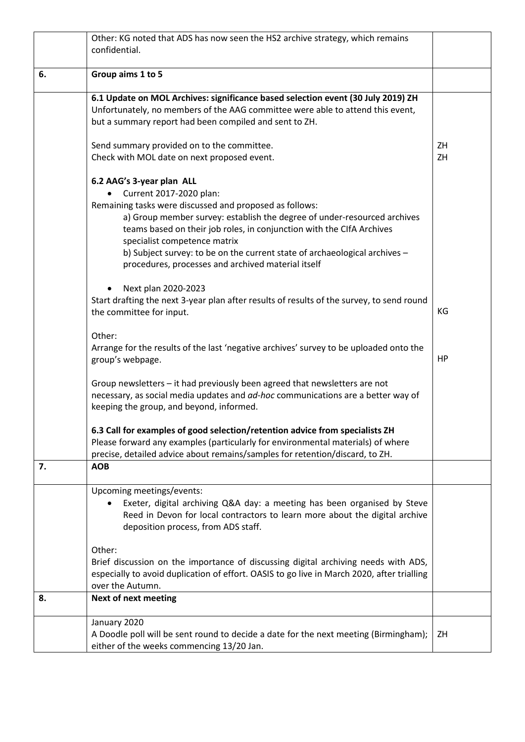| | | |
|---|---|---|
| | Other: KG noted that ADS has now seen the HS2 archive strategy, which remains confidential. | |
| **6.** | **Group aims 1 to 5** | |
| | **6.1 Update on MOL Archives: significance based selection event (30 July 2019) ZH**<br>Unfortunately, no members of the AAG committee were able to attend this event, but a summary report had been compiled and sent to ZH.<br><br>Send summary provided on to the committee.<br>Check with MOL date on next proposed event.<br><br>**6.2 AAG's 3-year plan ALL**<br>• Current 2017-2020 plan:<br>Remaining tasks were discussed and proposed as follows:<br>a) Group member survey: establish the degree of under-resourced archives teams based on their job roles, in conjunction with the CIfA Archives specialist competence matrix<br>b) Subject survey: to be on the current state of archaeological archives – procedures, processes and archived material itself<br><br>• Next plan 2020-2023<br>Start drafting the next 3-year plan after results of results of the survey, to send round the committee for input.<br><br>Other:<br>Arrange for the results of the last 'negative archives' survey to be uploaded onto the group's webpage.<br><br>Group newsletters – it had previously been agreed that newsletters are not necessary, as social media updates and *ad-hoc* communications are a better way of keeping the group, and beyond, informed.<br><br>**6.3 Call for examples of good selection/retention advice from specialists ZH**<br>Please forward any examples (particularly for environmental materials) of where precise, detailed advice about remains/samples for retention/discard, to ZH. | <br><br><br><br>ZH<br>ZH<br><br><br><br><br><br><br><br><br><br><br><br>KG<br><br><br>HP |
| **7.** | **AOB** | |
| | Upcoming meetings/events:<br>• Exeter, digital archiving Q&A day: a meeting has been organised by Steve Reed in Devon for local contractors to learn more about the digital archive deposition process, from ADS staff.<br><br>Other:<br>Brief discussion on the importance of discussing digital archiving needs with ADS, especially to avoid duplication of effort. OASIS to go live in March 2020, after trialling over the Autumn. | |
| **8.** | **Next of next meeting** | |
| | January 2020<br>A Doodle poll will be sent round to decide a date for the next meeting (Birmingham); either of the weeks commencing 13/20 Jan. | ZH |